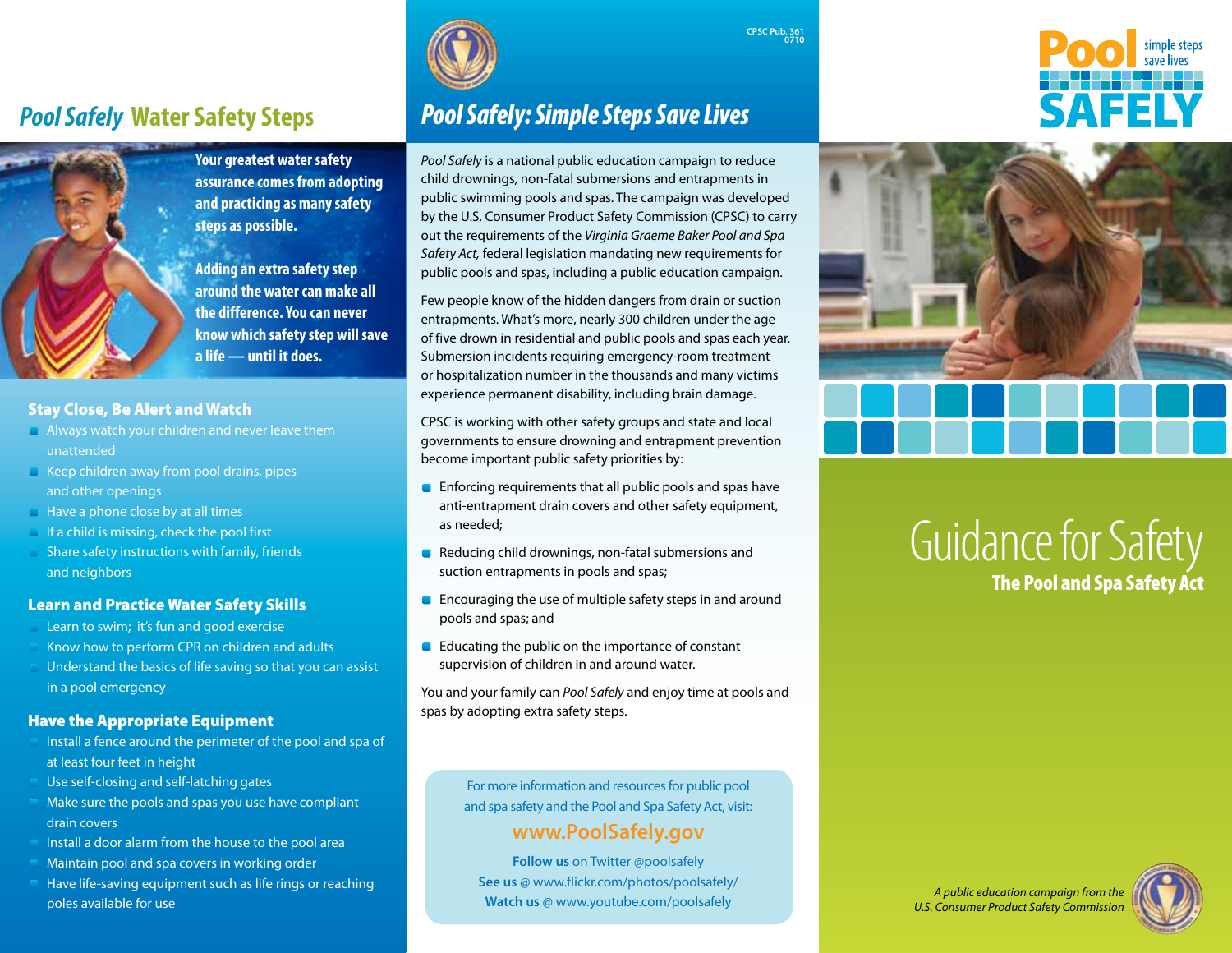## *Pool Safely* Water Safety Steps

**Your greatest water safety assurance comes from adopting and practicing as many safety steps as possible.**

**Adding an extra safety step around the water can make all the difference. You can never know which safety step will save a life — until it does.**

### Stay Close, Be Alert and Watch

- Always watch your children and never leave them unattended
- Keep children away from pool drains, pipes and other openings
- Have a phone close by at all times
- If a child is missing, check the pool first
- Share safety instructions with family, friends and neighbors

### Learn and Practice Water Safety Skills

- Learn to swim; it's fun and good exercise
- Know how to perform CPR on children and adults
- Understand the basics of life saving so that you can assist in a pool emergency

### Have the Appropriate Equipment

- Install a fence around the perimeter of the pool and spa of at least four feet in height
- Use self-closing and self-latching gates
- Make sure the pools and spas you use have compliant drain covers
- Install a door alarm from the house to the pool area
- Maintain pool and spa covers in working order
- Have life-saving equipment such as life rings or reaching poles available for use

CPSC Pub. 361
0710

## *Pool Safely: Simple Steps Save Lives*

*Pool Safely* is a national public education campaign to reduce child drownings, non-fatal submersions and entrapments in public swimming pools and spas. The campaign was developed by the U.S. Consumer Product Safety Commission (CPSC) to carry out the requirements of the *Virginia Graeme Baker Pool and Spa Safety Act,* federal legislation mandating new requirements for public pools and spas, including a public education campaign.

Few people know of the hidden dangers from drain or suction entrapments. What's more, nearly 300 children under the age of five drown in residential and public pools and spas each year. Submersion incidents requiring emergency-room treatment or hospitalization number in the thousands and many victims experience permanent disability, including brain damage.

CPSC is working with other safety groups and state and local governments to ensure drowning and entrapment prevention become important public safety priorities by:

- Enforcing requirements that all public pools and spas have anti-entrapment drain covers and other safety equipment, as needed;
- Reducing child drownings, non-fatal submersions and suction entrapments in pools and spas;
- Encouraging the use of multiple safety steps in and around pools and spas; and
- Educating the public on the importance of constant supervision of children in and around water.

You and your family can *Pool Safely* and enjoy time at pools and spas by adopting extra safety steps.

For more information and resources for public pool and spa safety and the Pool and Spa Safety Act, visit:

**www.PoolSafely.gov**

**Follow us** on Twitter @poolsafely
**See us** @ www.flickr.com/photos/poolsafely/
**Watch us** @ www.youtube.com/poolsafely

# Pool SAFELY

simple steps save lives

# Guidance for Safety

## The Pool and Spa Safety Act

*A public education campaign from the U.S. Consumer Product Safety Commission*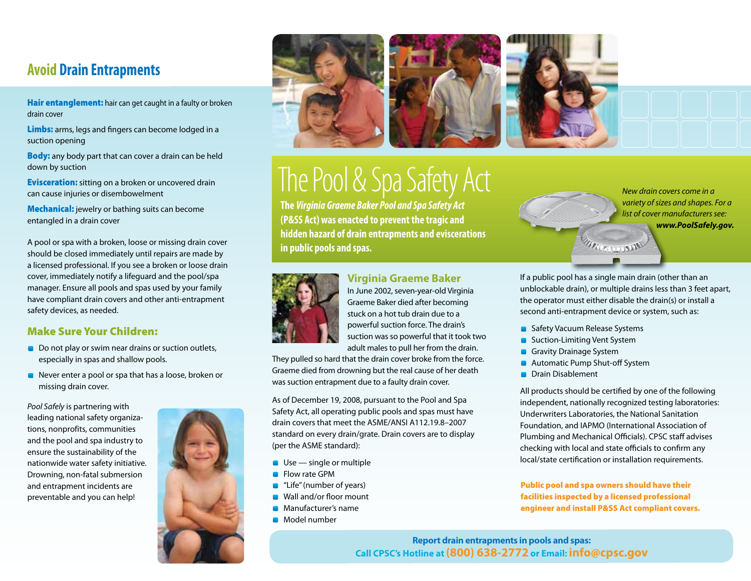## Avoid Drain Entrapments

**Hair entanglement:** hair can get caught in a faulty or broken drain cover

**Limbs:** arms, legs and fingers can become lodged in a suction opening

**Body:** any body part that can cover a drain can be held down by suction

**Evisceration:** sitting on a broken or uncovered drain can cause injuries or disembowelment

**Mechanical:** jewelry or bathing suits can become entangled in a drain cover

A pool or spa with a broken, loose or missing drain cover should be closed immediately until repairs are made by a licensed professional. If you see a broken or loose drain cover, immediately notify a lifeguard and the pool/spa manager. Ensure all pools and spas used by your family have compliant drain covers and other anti-entrapment safety devices, as needed.

### Make Sure Your Children:

- Do not play or swim near drains or suction outlets, especially in spas and shallow pools.
- Never enter a pool or spa that has a loose, broken or missing drain cover.

*Pool Safely* is partnering with leading national safety organizations, nonprofits, communities and the pool and spa industry to ensure the sustainability of the nationwide water safety initiative. Drowning, non-fatal submersion and entrapment incidents are preventable and you can help!

# The Pool & Spa Safety Act

**The *Virginia Graeme Baker Pool and Spa Safety Act* (P&SS Act) was enacted to prevent the tragic and hidden hazard of drain entrapments and eviscerations in public pools and spas.**

*New drain covers come in a variety of sizes and shapes. For a list of cover manufacturers see:* ***www.PoolSafely.gov.***

### Virginia Graeme Baker

In June 2002, seven-year-old Virginia Graeme Baker died after becoming stuck on a hot tub drain due to a powerful suction force. The drain's suction was so powerful that it took two adult males to pull her from the drain. They pulled so hard that the drain cover broke from the force. Graeme died from drowning but the real cause of her death was suction entrapment due to a faulty drain cover.

As of December 19, 2008, pursuant to the Pool and Spa Safety Act, all operating public pools and spas must have drain covers that meet the ASME/ANSI A112.19.8–2007 standard on every drain/grate. Drain covers are to display (per the ASME standard):

- Use — single or multiple
- Flow rate GPM
- "Life" (number of years)
- Wall and/or floor mount
- Manufacturer's name
- Model number

If a public pool has a single main drain (other than an unblockable drain), or multiple drains less than 3 feet apart, the operator must either disable the drain(s) or install a second anti-entrapment device or system, such as:

- Safety Vacuum Release Systems
- Suction-Limiting Vent System
- Gravity Drainage System
- Automatic Pump Shut-off System
- Drain Disablement

All products should be certified by one of the following independent, nationally recognized testing laboratories: Underwriters Laboratories, the National Sanitation Foundation, and IAPMO (International Association of Plumbing and Mechanical Officials). CPSC staff advises checking with local and state officials to confirm any local/state certification or installation requirements.

**Public pool and spa owners should have their facilities inspected by a licensed professional engineer and install P&SS Act compliant covers.**

**Report drain entrapments in pools and spas:**
**Call CPSC's Hotline at (800) 638-2772 or Email: info@cpsc.gov**